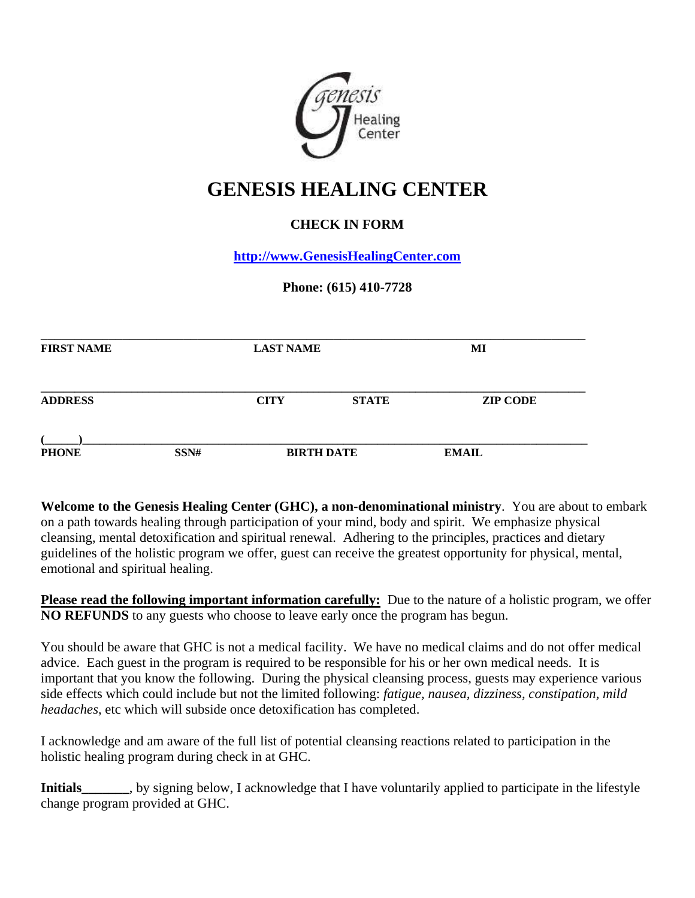# GENESIS HEALING CENTER

**CHECK IN FORM**

**http://www.GenesisHealingCenter.com**

**Phone: (615) 410-7728**

| **FIRST NAME** | **LAST NAME** | **MI** |
| --- | --- | --- |
| | | |

| **ADDRESS** | **CITY** | **STATE** | **ZIP CODE** |
| --- | --- | --- | --- |
| | | | |

| **PHONE** | **SSN#** | **BIRTH DATE** | **EMAIL** |
| --- | --- | --- | --- |
| (______) | | | |

**Welcome to the Genesis Healing Center (GHC), a non-denominational ministry**. You are about to embark on a path towards healing through participation of your mind, body and spirit. We emphasize physical cleansing, mental detoxification and spiritual renewal. Adhering to the principles, practices and dietary guidelines of the holistic program we offer, guest can receive the greatest opportunity for physical, mental, emotional and spiritual healing.

**Please read the following important information carefully:** Due to the nature of a holistic program, we offer **NO REFUNDS** to any guests who choose to leave early once the program has begun.

You should be aware that GHC is not a medical facility. We have no medical claims and do not offer medical advice. Each guest in the program is required to be responsible for his or her own medical needs. It is important that you know the following. During the physical cleansing process, guests may experience various side effects which could include but not the limited following: *fatigue, nausea, dizziness, constipation, mild headaches*, etc which will subside once detoxification has completed.

I acknowledge and am aware of the full list of potential cleansing reactions related to participation in the holistic healing program during check in at GHC.

**Initials_______**, by signing below, I acknowledge that I have voluntarily applied to participate in the lifestyle change program provided at GHC.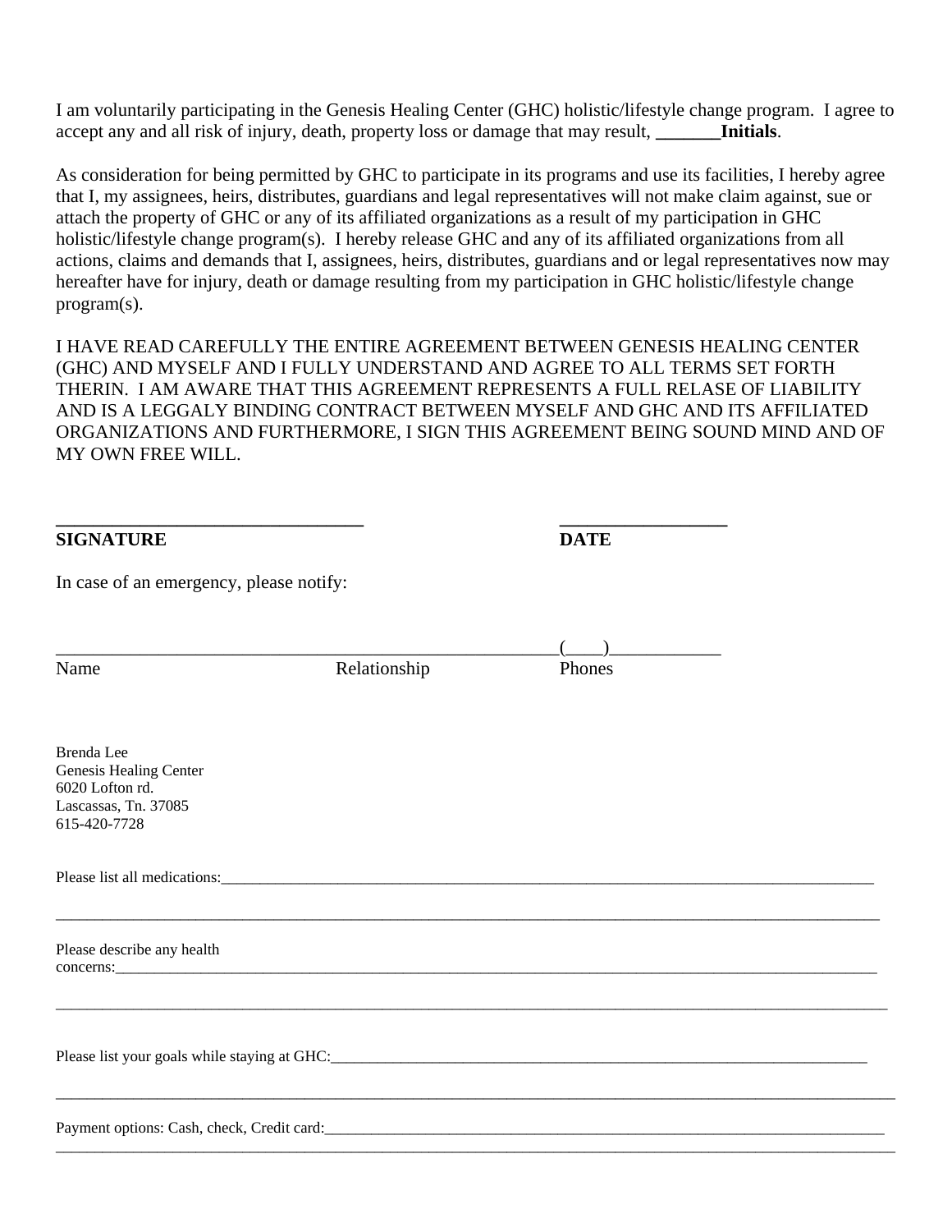I am voluntarily participating in the Genesis Healing Center (GHC) holistic/lifestyle change program. I agree to accept any and all risk of injury, death, property loss or damage that may result, **_______Initials**.

As consideration for being permitted by GHC to participate in its programs and use its facilities, I hereby agree that I, my assignees, heirs, distributes, guardians and legal representatives will not make claim against, sue or attach the property of GHC or any of its affiliated organizations as a result of my participation in GHC holistic/lifestyle change program(s). I hereby release GHC and any of its affiliated organizations from all actions, claims and demands that I, assignees, heirs, distributes, guardians and or legal representatives now may hereafter have for injury, death or damage resulting from my participation in GHC holistic/lifestyle change program(s).

I HAVE READ CAREFULLY THE ENTIRE AGREEMENT BETWEEN GENESIS HEALING CENTER (GHC) AND MYSELF AND I FULLY UNDERSTAND AND AGREE TO ALL TERMS SET FORTH THERIN. I AM AWARE THAT THIS AGREEMENT REPRESENTS A FULL RELASE OF LIABILITY AND IS A LEGGALY BINDING CONTRACT BETWEEN MYSELF AND GHC AND ITS AFFILIATED ORGANIZATIONS AND FURTHERMORE, I SIGN THIS AGREEMENT BEING SOUND MIND AND OF MY OWN FREE WILL.

**_________________________________ _________________**

**SIGNATURE DATE**

In case of an emergency, please notify:

_____________________________________________________(____)____________

Name Relationship Phones

Brenda Lee
Genesis Healing Center
6020 Lofton rd.
Lascassas, Tn. 37085
615-420-7728

Please list all medications:_____________________________________________________________________________

_______________________________________________________________________________________________

Please describe any health concerns:_____________________________________________________________________________

_______________________________________________________________________________________________

Please list your goals while staying at GHC:_________________________________________________________________

_______________________________________________________________________________________________

Payment options: Cash, check, Credit card:___________________________________________________________________

_______________________________________________________________________________________________